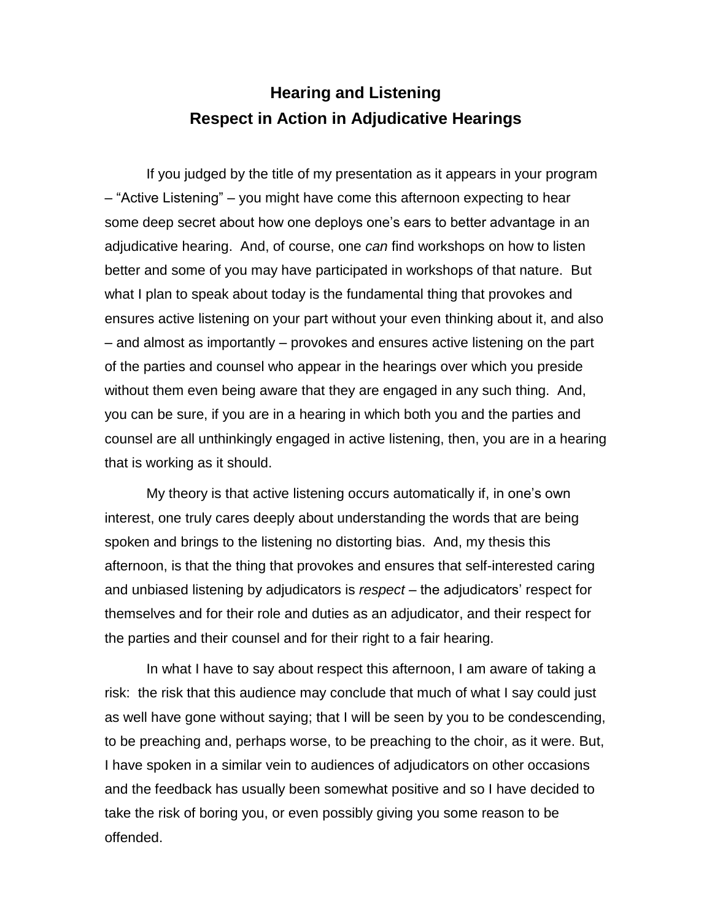# Hearing and Listening
# Respect in Action in Adjudicative Hearings

If you judged by the title of my presentation as it appears in your program – "Active Listening" – you might have come this afternoon expecting to hear some deep secret about how one deploys one's ears to better advantage in an adjudicative hearing. And, of course, one *can* find workshops on how to listen better and some of you may have participated in workshops of that nature. But what I plan to speak about today is the fundamental thing that provokes and ensures active listening on your part without your even thinking about it, and also – and almost as importantly – provokes and ensures active listening on the part of the parties and counsel who appear in the hearings over which you preside without them even being aware that they are engaged in any such thing. And, you can be sure, if you are in a hearing in which both you and the parties and counsel are all unthinkingly engaged in active listening, then, you are in a hearing that is working as it should.

My theory is that active listening occurs automatically if, in one's own interest, one truly cares deeply about understanding the words that are being spoken and brings to the listening no distorting bias. And, my thesis this afternoon, is that the thing that provokes and ensures that self-interested caring and unbiased listening by adjudicators is *respect* – the adjudicators' respect for themselves and for their role and duties as an adjudicator, and their respect for the parties and their counsel and for their right to a fair hearing.

In what I have to say about respect this afternoon, I am aware of taking a risk: the risk that this audience may conclude that much of what I say could just as well have gone without saying; that I will be seen by you to be condescending, to be preaching and, perhaps worse, to be preaching to the choir, as it were. But, I have spoken in a similar vein to audiences of adjudicators on other occasions and the feedback has usually been somewhat positive and so I have decided to take the risk of boring you, or even possibly giving you some reason to be offended.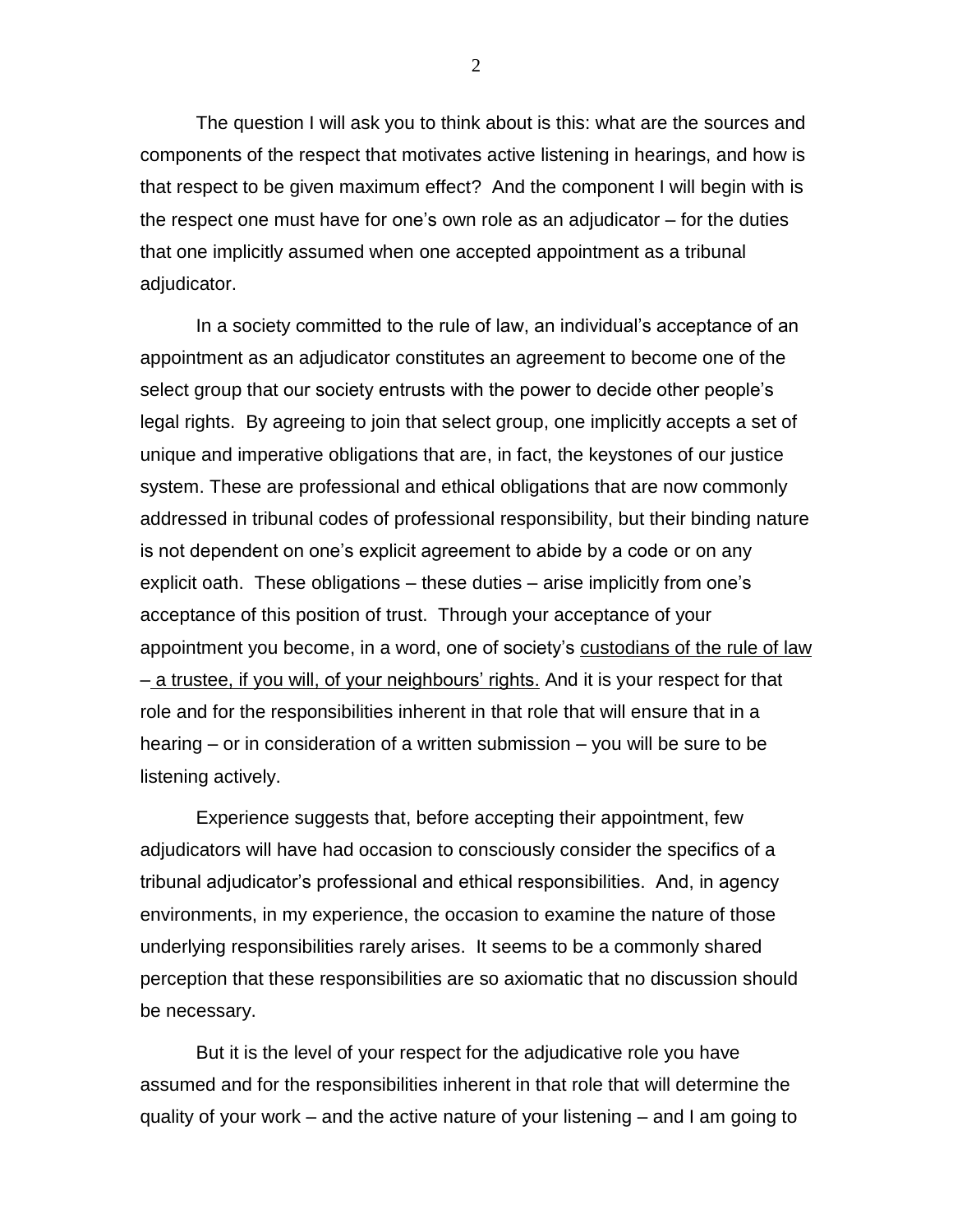The question I will ask you to think about is this: what are the sources and components of the respect that motivates active listening in hearings, and how is that respect to be given maximum effect? And the component I will begin with is the respect one must have for one's own role as an adjudicator – for the duties that one implicitly assumed when one accepted appointment as a tribunal adjudicator.

In a society committed to the rule of law, an individual's acceptance of an appointment as an adjudicator constitutes an agreement to become one of the select group that our society entrusts with the power to decide other people's legal rights. By agreeing to join that select group, one implicitly accepts a set of unique and imperative obligations that are, in fact, the keystones of our justice system. These are professional and ethical obligations that are now commonly addressed in tribunal codes of professional responsibility, but their binding nature is not dependent on one's explicit agreement to abide by a code or on any explicit oath. These obligations – these duties – arise implicitly from one's acceptance of this position of trust. Through your acceptance of your appointment you become, in a word, one of society's <u>custodians of the rule of law – a trustee, if you will, of your neighbours' rights.</u> And it is your respect for that role and for the responsibilities inherent in that role that will ensure that in a hearing – or in consideration of a written submission – you will be sure to be listening actively.

Experience suggests that, before accepting their appointment, few adjudicators will have had occasion to consciously consider the specifics of a tribunal adjudicator's professional and ethical responsibilities. And, in agency environments, in my experience, the occasion to examine the nature of those underlying responsibilities rarely arises. It seems to be a commonly shared perception that these responsibilities are so axiomatic that no discussion should be necessary.

But it is the level of your respect for the adjudicative role you have assumed and for the responsibilities inherent in that role that will determine the quality of your work – and the active nature of your listening – and I am going to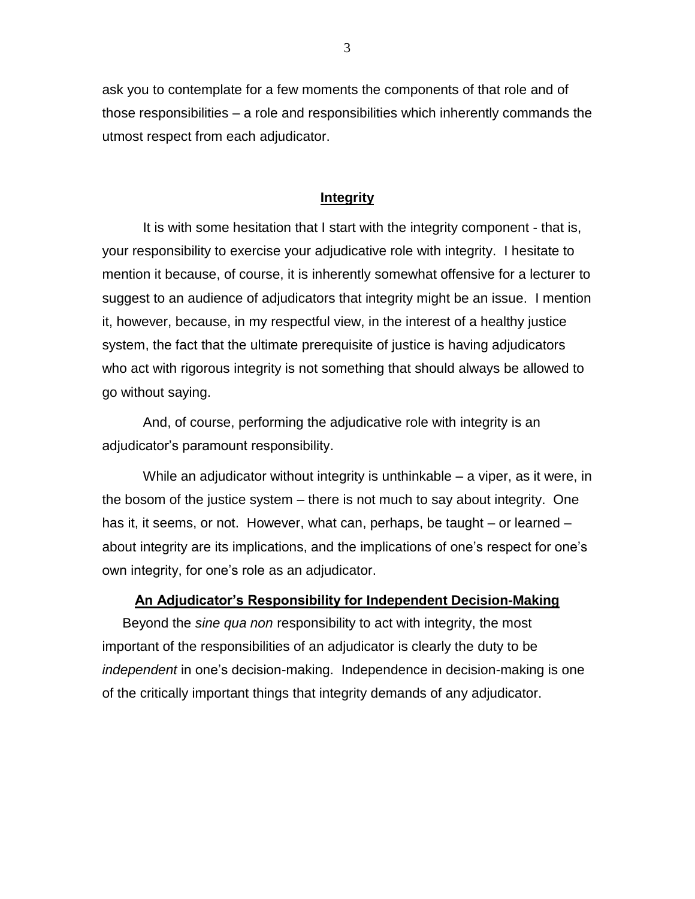ask you to contemplate for a few moments the components of that role and of those responsibilities – a role and responsibilities which inherently commands the utmost respect from each adjudicator.

## **Integrity**

It is with some hesitation that I start with the integrity component - that is, your responsibility to exercise your adjudicative role with integrity. I hesitate to mention it because, of course, it is inherently somewhat offensive for a lecturer to suggest to an audience of adjudicators that integrity might be an issue. I mention it, however, because, in my respectful view, in the interest of a healthy justice system, the fact that the ultimate prerequisite of justice is having adjudicators who act with rigorous integrity is not something that should always be allowed to go without saying.

And, of course, performing the adjudicative role with integrity is an adjudicator's paramount responsibility.

While an adjudicator without integrity is unthinkable – a viper, as it were, in the bosom of the justice system – there is not much to say about integrity. One has it, it seems, or not. However, what can, perhaps, be taught – or learned – about integrity are its implications, and the implications of one's respect for one's own integrity, for one's role as an adjudicator.

## **An Adjudicator's Responsibility for Independent Decision-Making**

Beyond the *sine qua non* responsibility to act with integrity, the most important of the responsibilities of an adjudicator is clearly the duty to be *independent* in one's decision-making. Independence in decision-making is one of the critically important things that integrity demands of any adjudicator.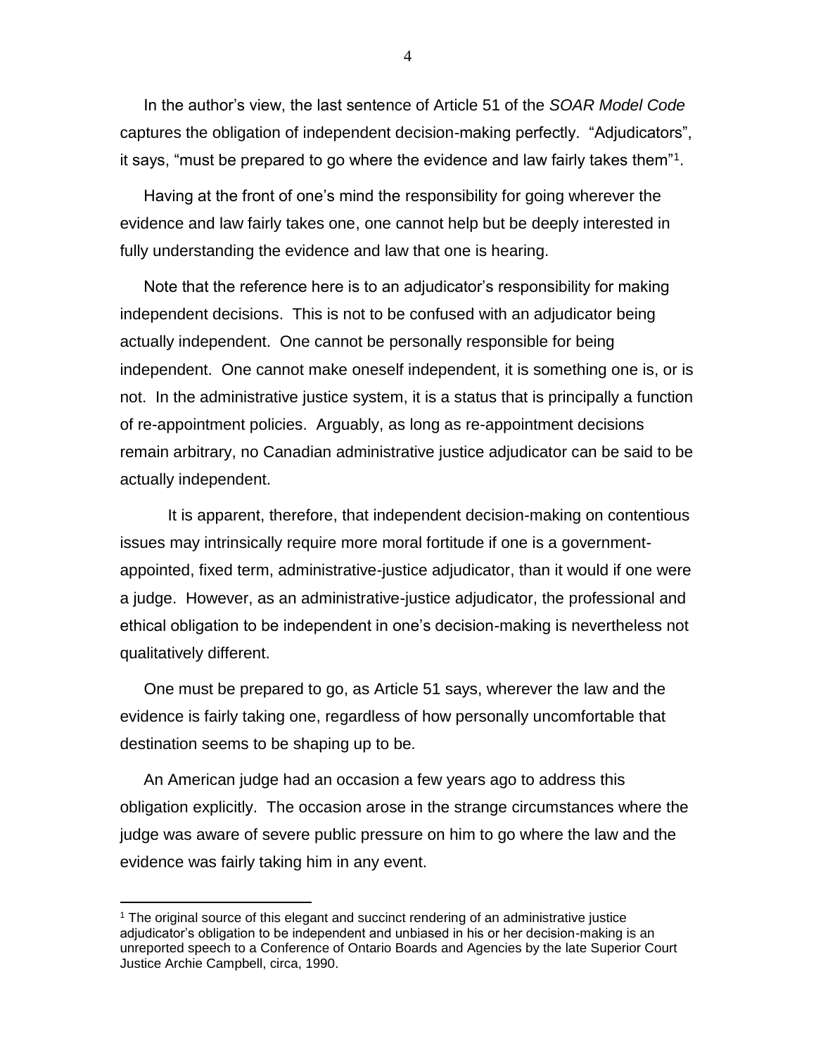In the author's view, the last sentence of Article 51 of the *SOAR Model Code* captures the obligation of independent decision-making perfectly. "Adjudicators", it says, "must be prepared to go where the evidence and law fairly takes them"[1].

Having at the front of one's mind the responsibility for going wherever the evidence and law fairly takes one, one cannot help but be deeply interested in fully understanding the evidence and law that one is hearing.

Note that the reference here is to an adjudicator's responsibility for making independent decisions. This is not to be confused with an adjudicator being actually independent. One cannot be personally responsible for being independent. One cannot make oneself independent, it is something one is, or is not. In the administrative justice system, it is a status that is principally a function of re-appointment policies. Arguably, as long as re-appointment decisions remain arbitrary, no Canadian administrative justice adjudicator can be said to be actually independent.

It is apparent, therefore, that independent decision-making on contentious issues may intrinsically require more moral fortitude if one is a government-appointed, fixed term, administrative-justice adjudicator, than it would if one were a judge. However, as an administrative-justice adjudicator, the professional and ethical obligation to be independent in one's decision-making is nevertheless not qualitatively different.

One must be prepared to go, as Article 51 says, wherever the law and the evidence is fairly taking one, regardless of how personally uncomfortable that destination seems to be shaping up to be.

An American judge had an occasion a few years ago to address this obligation explicitly. The occasion arose in the strange circumstances where the judge was aware of severe public pressure on him to go where the law and the evidence was fairly taking him in any event.

---

[1] The original source of this elegant and succinct rendering of an administrative justice adjudicator's obligation to be independent and unbiased in his or her decision-making is an unreported speech to a Conference of Ontario Boards and Agencies by the late Superior Court Justice Archie Campbell, circa, 1990.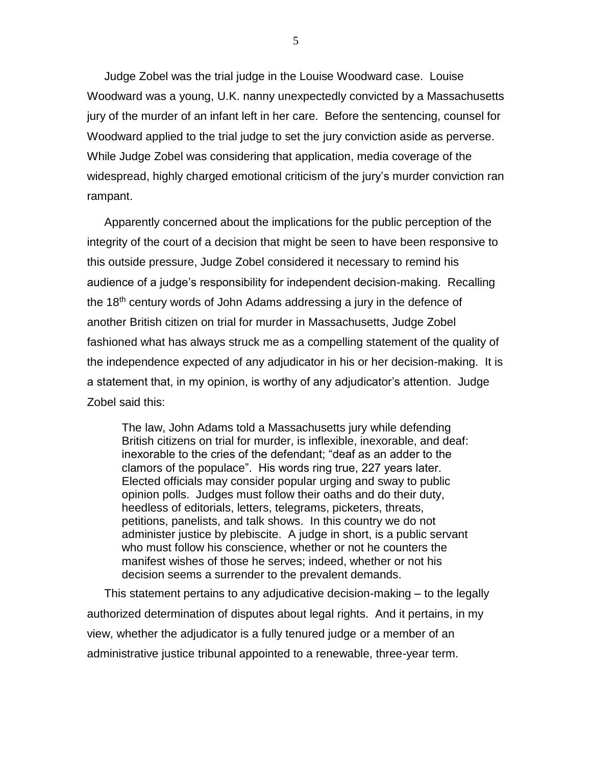Judge Zobel was the trial judge in the Louise Woodward case. Louise Woodward was a young, U.K. nanny unexpectedly convicted by a Massachusetts jury of the murder of an infant left in her care. Before the sentencing, counsel for Woodward applied to the trial judge to set the jury conviction aside as perverse. While Judge Zobel was considering that application, media coverage of the widespread, highly charged emotional criticism of the jury's murder conviction ran rampant.

Apparently concerned about the implications for the public perception of the integrity of the court of a decision that might be seen to have been responsive to this outside pressure, Judge Zobel considered it necessary to remind his audience of a judge's responsibility for independent decision-making. Recalling the 18th century words of John Adams addressing a jury in the defence of another British citizen on trial for murder in Massachusetts, Judge Zobel fashioned what has always struck me as a compelling statement of the quality of the independence expected of any adjudicator in his or her decision-making. It is a statement that, in my opinion, is worthy of any adjudicator's attention. Judge Zobel said this:

> The law, John Adams told a Massachusetts jury while defending British citizens on trial for murder, is inflexible, inexorable, and deaf: inexorable to the cries of the defendant; "deaf as an adder to the clamors of the populace". His words ring true, 227 years later. Elected officials may consider popular urging and sway to public opinion polls. Judges must follow their oaths and do their duty, heedless of editorials, letters, telegrams, picketers, threats, petitions, panelists, and talk shows. In this country we do not administer justice by plebiscite. A judge in short, is a public servant who must follow his conscience, whether or not he counters the manifest wishes of those he serves; indeed, whether or not his decision seems a surrender to the prevalent demands.

This statement pertains to any adjudicative decision-making – to the legally authorized determination of disputes about legal rights. And it pertains, in my view, whether the adjudicator is a fully tenured judge or a member of an administrative justice tribunal appointed to a renewable, three-year term.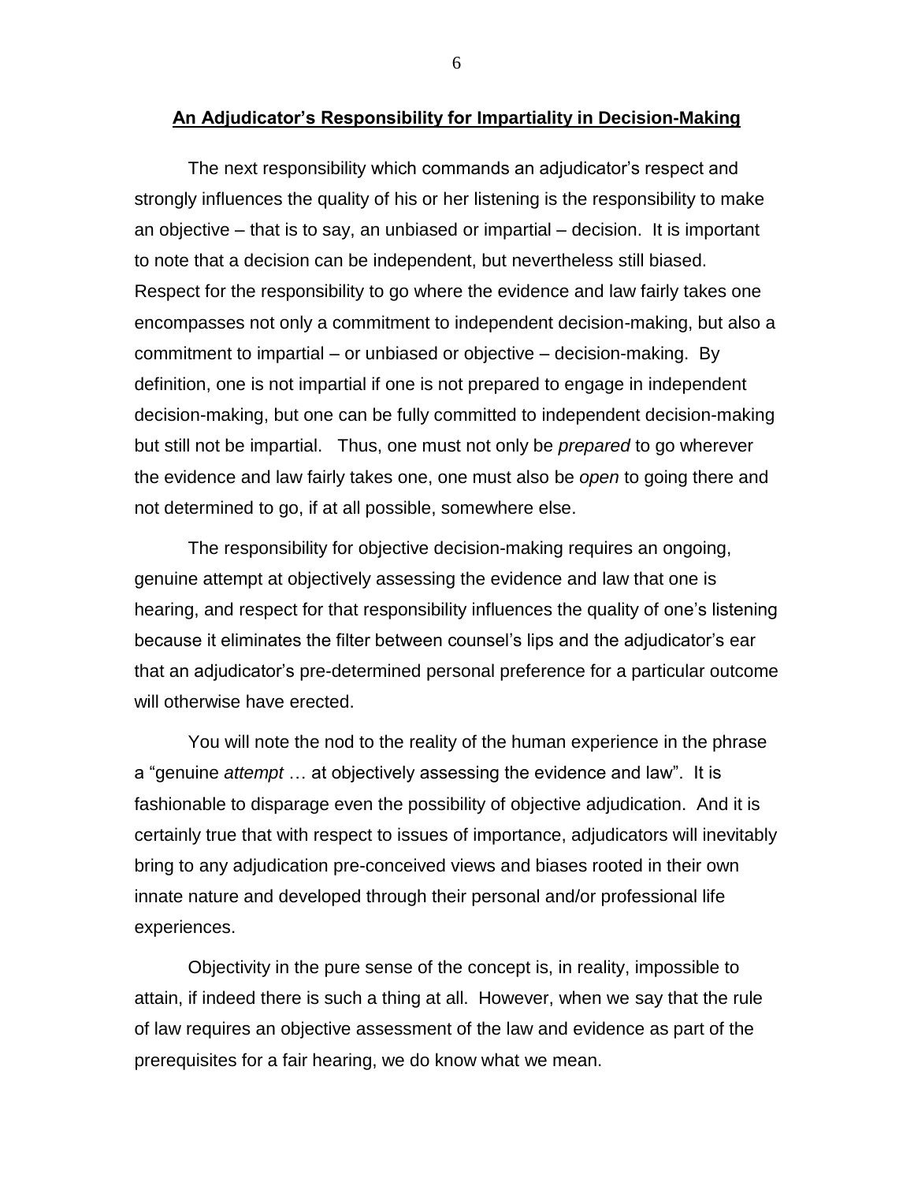## An Adjudicator's Responsibility for Impartiality in Decision-Making

The next responsibility which commands an adjudicator's respect and strongly influences the quality of his or her listening is the responsibility to make an objective – that is to say, an unbiased or impartial – decision. It is important to note that a decision can be independent, but nevertheless still biased. Respect for the responsibility to go where the evidence and law fairly takes one encompasses not only a commitment to independent decision-making, but also a commitment to impartial – or unbiased or objective – decision-making. By definition, one is not impartial if one is not prepared to engage in independent decision-making, but one can be fully committed to independent decision-making but still not be impartial. Thus, one must not only be *prepared* to go wherever the evidence and law fairly takes one, one must also be *open* to going there and not determined to go, if at all possible, somewhere else.

The responsibility for objective decision-making requires an ongoing, genuine attempt at objectively assessing the evidence and law that one is hearing, and respect for that responsibility influences the quality of one's listening because it eliminates the filter between counsel's lips and the adjudicator's ear that an adjudicator's pre-determined personal preference for a particular outcome will otherwise have erected.

You will note the nod to the reality of the human experience in the phrase a "genuine *attempt* … at objectively assessing the evidence and law". It is fashionable to disparage even the possibility of objective adjudication. And it is certainly true that with respect to issues of importance, adjudicators will inevitably bring to any adjudication pre-conceived views and biases rooted in their own innate nature and developed through their personal and/or professional life experiences.

Objectivity in the pure sense of the concept is, in reality, impossible to attain, if indeed there is such a thing at all. However, when we say that the rule of law requires an objective assessment of the law and evidence as part of the prerequisites for a fair hearing, we do know what we mean.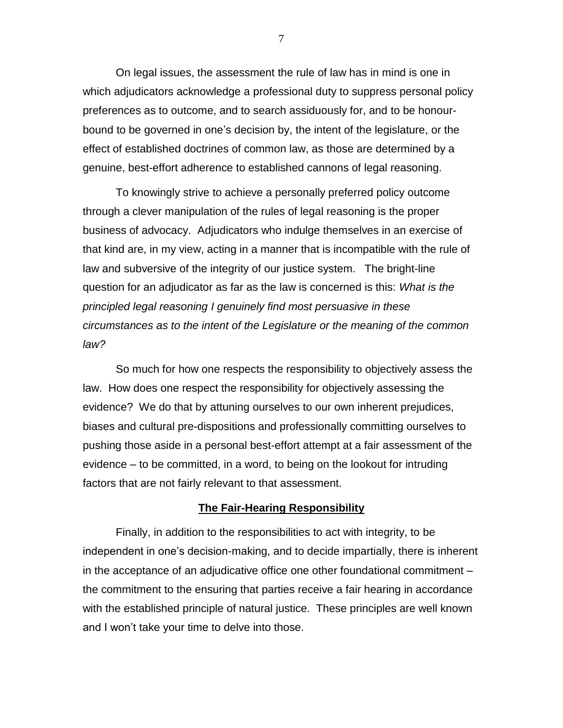On legal issues, the assessment the rule of law has in mind is one in which adjudicators acknowledge a professional duty to suppress personal policy preferences as to outcome, and to search assiduously for, and to be honour-bound to be governed in one's decision by, the intent of the legislature, or the effect of established doctrines of common law, as those are determined by a genuine, best-effort adherence to established cannons of legal reasoning.

To knowingly strive to achieve a personally preferred policy outcome through a clever manipulation of the rules of legal reasoning is the proper business of advocacy. Adjudicators who indulge themselves in an exercise of that kind are, in my view, acting in a manner that is incompatible with the rule of law and subversive of the integrity of our justice system. The bright-line question for an adjudicator as far as the law is concerned is this: *What is the principled legal reasoning I genuinely find most persuasive in these circumstances as to the intent of the Legislature or the meaning of the common law?*

So much for how one respects the responsibility to objectively assess the law. How does one respect the responsibility for objectively assessing the evidence? We do that by attuning ourselves to our own inherent prejudices, biases and cultural pre-dispositions and professionally committing ourselves to pushing those aside in a personal best-effort attempt at a fair assessment of the evidence – to be committed, in a word, to being on the lookout for intruding factors that are not fairly relevant to that assessment.

## The Fair-Hearing Responsibility

Finally, in addition to the responsibilities to act with integrity, to be independent in one's decision-making, and to decide impartially, there is inherent in the acceptance of an adjudicative office one other foundational commitment – the commitment to the ensuring that parties receive a fair hearing in accordance with the established principle of natural justice. These principles are well known and I won't take your time to delve into those.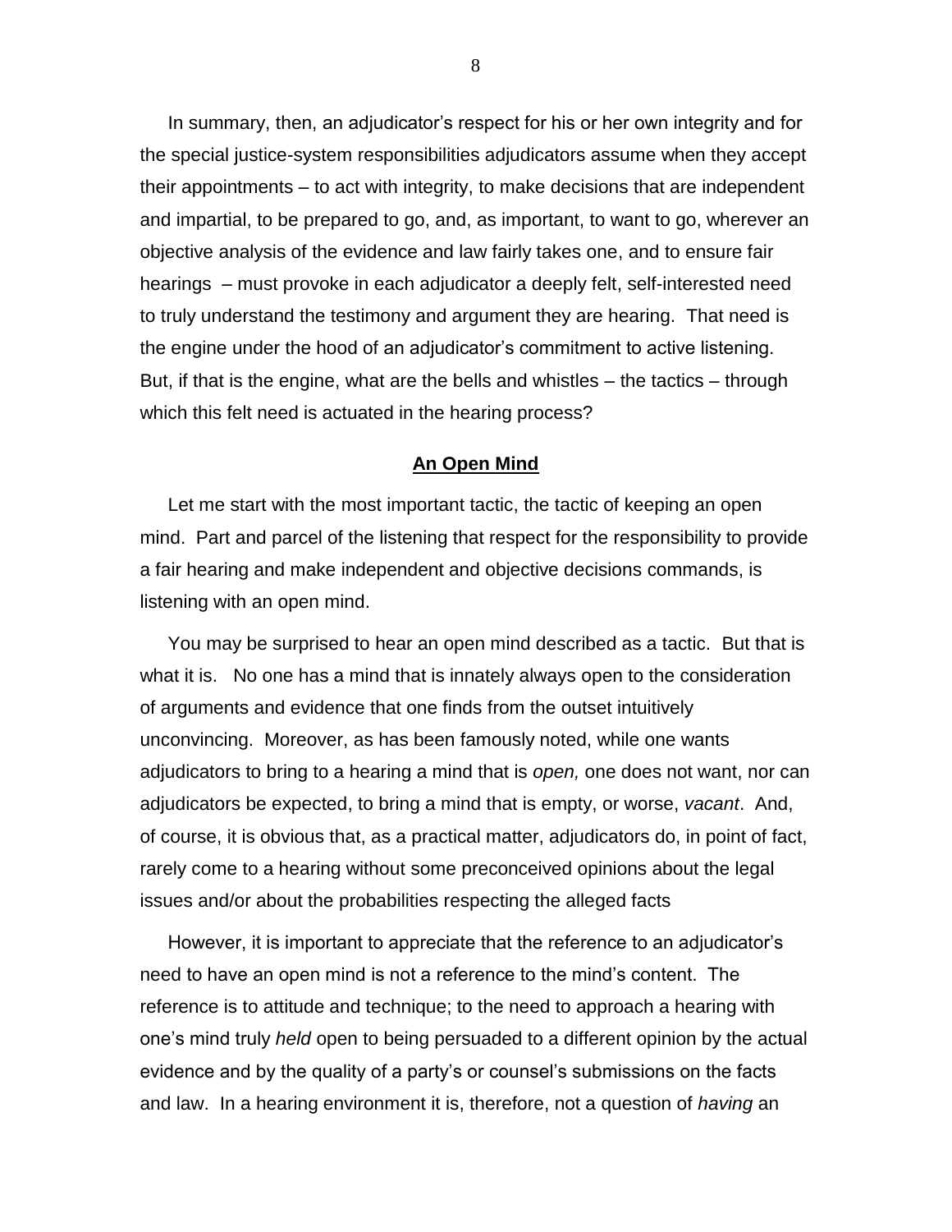In summary, then, an adjudicator's respect for his or her own integrity and for the special justice-system responsibilities adjudicators assume when they accept their appointments – to act with integrity, to make decisions that are independent and impartial, to be prepared to go, and, as important, to want to go, wherever an objective analysis of the evidence and law fairly takes one, and to ensure fair hearings – must provoke in each adjudicator a deeply felt, self-interested need to truly understand the testimony and argument they are hearing. That need is the engine under the hood of an adjudicator's commitment to active listening. But, if that is the engine, what are the bells and whistles – the tactics – through which this felt need is actuated in the hearing process?

## **An Open Mind**

Let me start with the most important tactic, the tactic of keeping an open mind. Part and parcel of the listening that respect for the responsibility to provide a fair hearing and make independent and objective decisions commands, is listening with an open mind.

You may be surprised to hear an open mind described as a tactic. But that is what it is. No one has a mind that is innately always open to the consideration of arguments and evidence that one finds from the outset intuitively unconvincing. Moreover, as has been famously noted, while one wants adjudicators to bring to a hearing a mind that is *open,* one does not want, nor can adjudicators be expected, to bring a mind that is empty, or worse, *vacant*. And, of course, it is obvious that, as a practical matter, adjudicators do, in point of fact, rarely come to a hearing without some preconceived opinions about the legal issues and/or about the probabilities respecting the alleged facts

However, it is important to appreciate that the reference to an adjudicator's need to have an open mind is not a reference to the mind's content. The reference is to attitude and technique; to the need to approach a hearing with one's mind truly *held* open to being persuaded to a different opinion by the actual evidence and by the quality of a party's or counsel's submissions on the facts and law. In a hearing environment it is, therefore, not a question of *having* an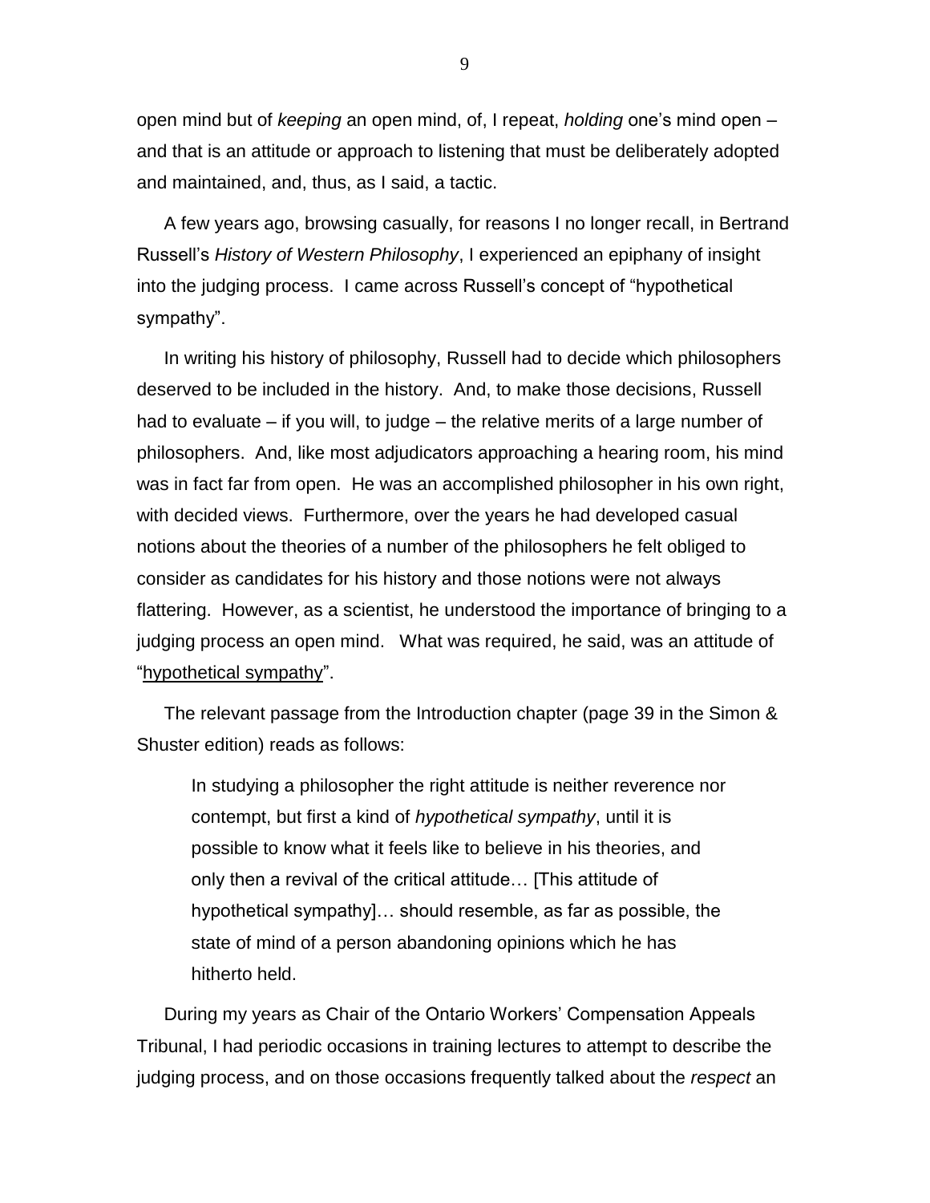open mind but of *keeping* an open mind, of, I repeat, *holding* one's mind open – and that is an attitude or approach to listening that must be deliberately adopted and maintained, and, thus, as I said, a tactic.

A few years ago, browsing casually, for reasons I no longer recall, in Bertrand Russell's *History of Western Philosophy*, I experienced an epiphany of insight into the judging process. I came across Russell's concept of "hypothetical sympathy".

In writing his history of philosophy, Russell had to decide which philosophers deserved to be included in the history. And, to make those decisions, Russell had to evaluate – if you will, to judge – the relative merits of a large number of philosophers. And, like most adjudicators approaching a hearing room, his mind was in fact far from open. He was an accomplished philosopher in his own right, with decided views. Furthermore, over the years he had developed casual notions about the theories of a number of the philosophers he felt obliged to consider as candidates for his history and those notions were not always flattering. However, as a scientist, he understood the importance of bringing to a judging process an open mind. What was required, he said, was an attitude of "hypothetical sympathy".

The relevant passage from the Introduction chapter (page 39 in the Simon & Shuster edition) reads as follows:

> In studying a philosopher the right attitude is neither reverence nor contempt, but first a kind of *hypothetical sympathy*, until it is possible to know what it feels like to believe in his theories, and only then a revival of the critical attitude… [This attitude of hypothetical sympathy]… should resemble, as far as possible, the state of mind of a person abandoning opinions which he has hitherto held.

During my years as Chair of the Ontario Workers' Compensation Appeals Tribunal, I had periodic occasions in training lectures to attempt to describe the judging process, and on those occasions frequently talked about the *respect* an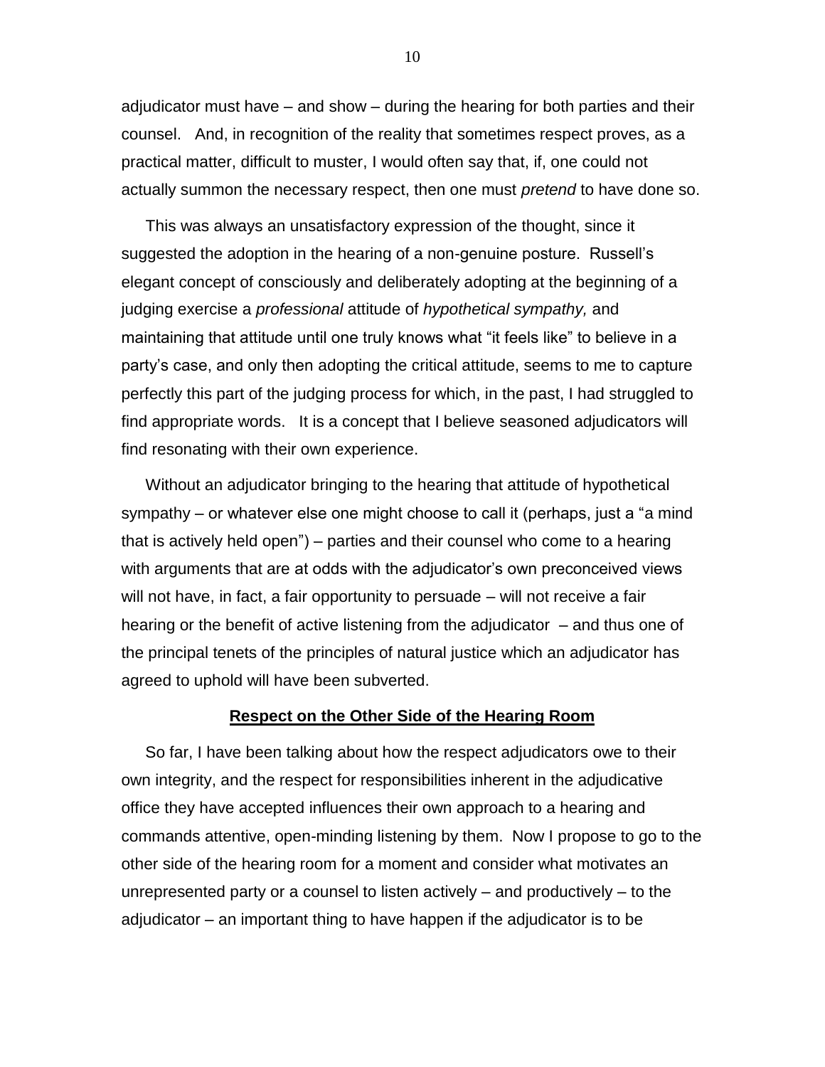adjudicator must have – and show – during the hearing for both parties and their counsel. And, in recognition of the reality that sometimes respect proves, as a practical matter, difficult to muster, I would often say that, if, one could not actually summon the necessary respect, then one must *pretend* to have done so.

This was always an unsatisfactory expression of the thought, since it suggested the adoption in the hearing of a non-genuine posture. Russell's elegant concept of consciously and deliberately adopting at the beginning of a judging exercise a *professional* attitude of *hypothetical sympathy,* and maintaining that attitude until one truly knows what "it feels like" to believe in a party's case, and only then adopting the critical attitude, seems to me to capture perfectly this part of the judging process for which, in the past, I had struggled to find appropriate words. It is a concept that I believe seasoned adjudicators will find resonating with their own experience.

Without an adjudicator bringing to the hearing that attitude of hypothetical sympathy – or whatever else one might choose to call it (perhaps, just a "a mind that is actively held open") – parties and their counsel who come to a hearing with arguments that are at odds with the adjudicator's own preconceived views will not have, in fact, a fair opportunity to persuade – will not receive a fair hearing or the benefit of active listening from the adjudicator – and thus one of the principal tenets of the principles of natural justice which an adjudicator has agreed to uphold will have been subverted.

## Respect on the Other Side of the Hearing Room

So far, I have been talking about how the respect adjudicators owe to their own integrity, and the respect for responsibilities inherent in the adjudicative office they have accepted influences their own approach to a hearing and commands attentive, open-minding listening by them. Now I propose to go to the other side of the hearing room for a moment and consider what motivates an unrepresented party or a counsel to listen actively – and productively – to the adjudicator – an important thing to have happen if the adjudicator is to be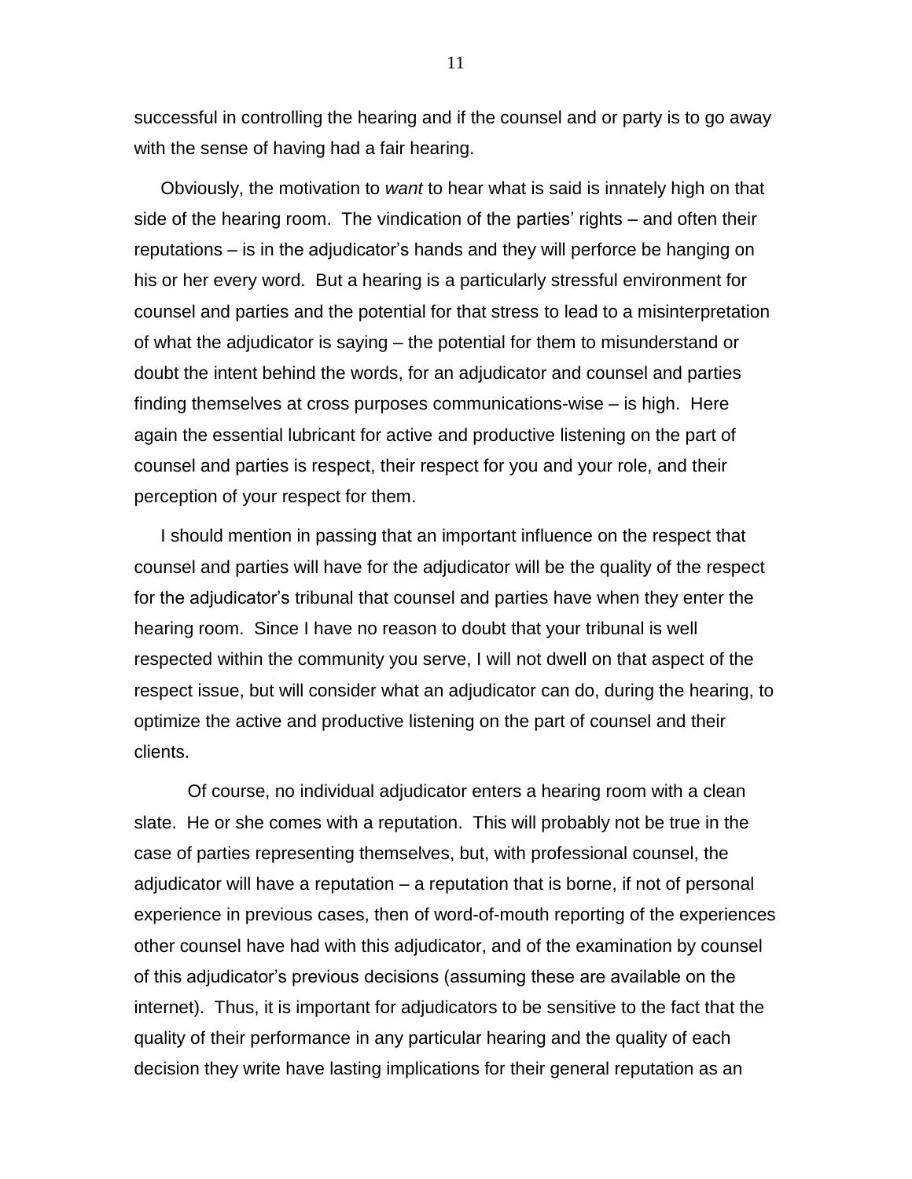successful in controlling the hearing and if the counsel and or party is to go away with the sense of having had a fair hearing.

Obviously, the motivation to *want* to hear what is said is innately high on that side of the hearing room. The vindication of the parties' rights – and often their reputations – is in the adjudicator's hands and they will perforce be hanging on his or her every word. But a hearing is a particularly stressful environment for counsel and parties and the potential for that stress to lead to a misinterpretation of what the adjudicator is saying – the potential for them to misunderstand or doubt the intent behind the words, for an adjudicator and counsel and parties finding themselves at cross purposes communications-wise – is high. Here again the essential lubricant for active and productive listening on the part of counsel and parties is respect, their respect for you and your role, and their perception of your respect for them.

I should mention in passing that an important influence on the respect that counsel and parties will have for the adjudicator will be the quality of the respect for the adjudicator's tribunal that counsel and parties have when they enter the hearing room. Since I have no reason to doubt that your tribunal is well respected within the community you serve, I will not dwell on that aspect of the respect issue, but will consider what an adjudicator can do, during the hearing, to optimize the active and productive listening on the part of counsel and their clients.

Of course, no individual adjudicator enters a hearing room with a clean slate. He or she comes with a reputation. This will probably not be true in the case of parties representing themselves, but, with professional counsel, the adjudicator will have a reputation – a reputation that is borne, if not of personal experience in previous cases, then of word-of-mouth reporting of the experiences other counsel have had with this adjudicator, and of the examination by counsel of this adjudicator's previous decisions (assuming these are available on the internet). Thus, it is important for adjudicators to be sensitive to the fact that the quality of their performance in any particular hearing and the quality of each decision they write have lasting implications for their general reputation as an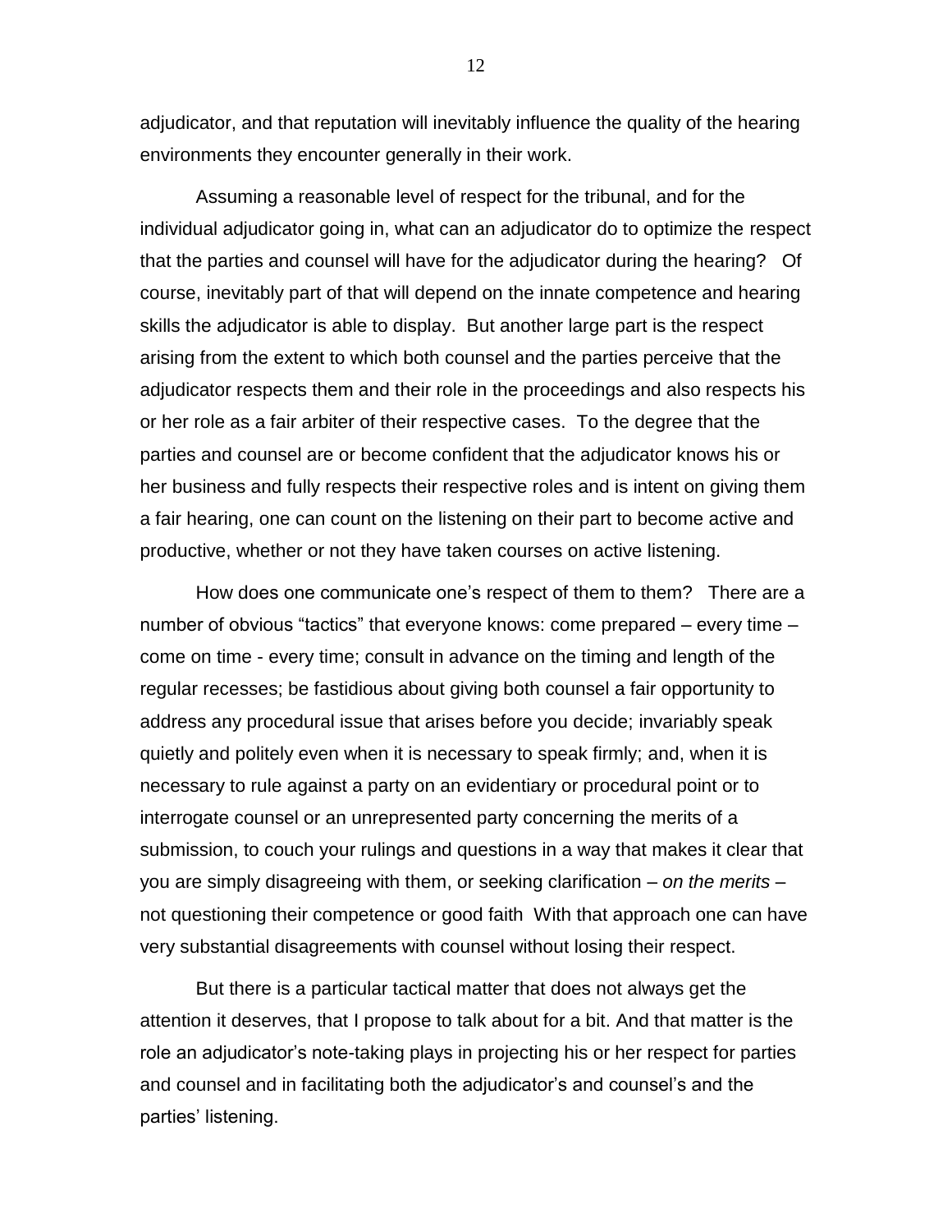adjudicator, and that reputation will inevitably influence the quality of the hearing environments they encounter generally in their work.

Assuming a reasonable level of respect for the tribunal, and for the individual adjudicator going in, what can an adjudicator do to optimize the respect that the parties and counsel will have for the adjudicator during the hearing? Of course, inevitably part of that will depend on the innate competence and hearing skills the adjudicator is able to display. But another large part is the respect arising from the extent to which both counsel and the parties perceive that the adjudicator respects them and their role in the proceedings and also respects his or her role as a fair arbiter of their respective cases. To the degree that the parties and counsel are or become confident that the adjudicator knows his or her business and fully respects their respective roles and is intent on giving them a fair hearing, one can count on the listening on their part to become active and productive, whether or not they have taken courses on active listening.

How does one communicate one's respect of them to them? There are a number of obvious "tactics" that everyone knows: come prepared – every time – come on time - every time; consult in advance on the timing and length of the regular recesses; be fastidious about giving both counsel a fair opportunity to address any procedural issue that arises before you decide; invariably speak quietly and politely even when it is necessary to speak firmly; and, when it is necessary to rule against a party on an evidentiary or procedural point or to interrogate counsel or an unrepresented party concerning the merits of a submission, to couch your rulings and questions in a way that makes it clear that you are simply disagreeing with them, or seeking clarification – *on the merits* – not questioning their competence or good faith With that approach one can have very substantial disagreements with counsel without losing their respect.

But there is a particular tactical matter that does not always get the attention it deserves, that I propose to talk about for a bit. And that matter is the role an adjudicator's note-taking plays in projecting his or her respect for parties and counsel and in facilitating both the adjudicator's and counsel's and the parties' listening.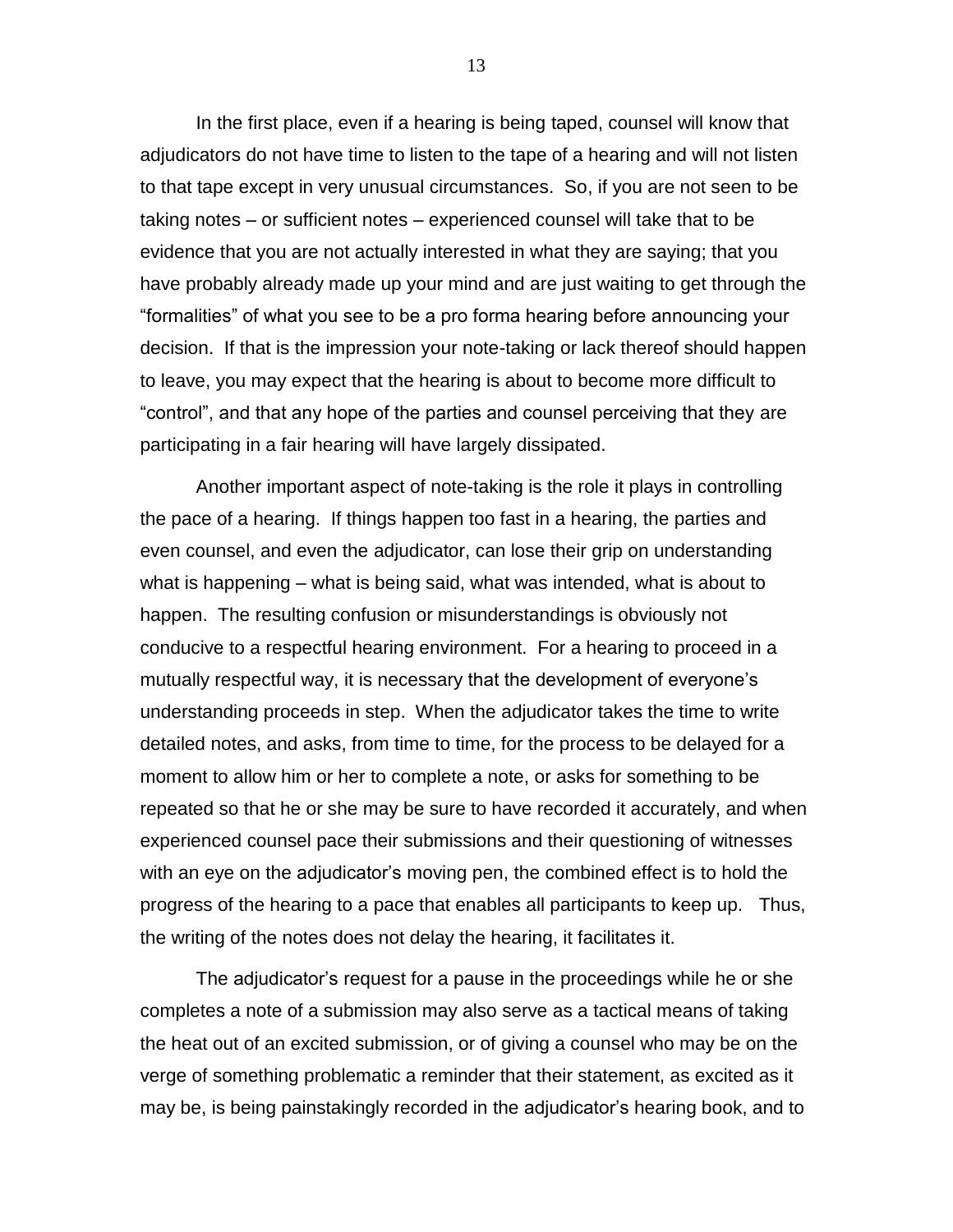In the first place, even if a hearing is being taped, counsel will know that adjudicators do not have time to listen to the tape of a hearing and will not listen to that tape except in very unusual circumstances. So, if you are not seen to be taking notes – or sufficient notes – experienced counsel will take that to be evidence that you are not actually interested in what they are saying; that you have probably already made up your mind and are just waiting to get through the "formalities" of what you see to be a pro forma hearing before announcing your decision. If that is the impression your note-taking or lack thereof should happen to leave, you may expect that the hearing is about to become more difficult to "control", and that any hope of the parties and counsel perceiving that they are participating in a fair hearing will have largely dissipated.

Another important aspect of note-taking is the role it plays in controlling the pace of a hearing. If things happen too fast in a hearing, the parties and even counsel, and even the adjudicator, can lose their grip on understanding what is happening – what is being said, what was intended, what is about to happen. The resulting confusion or misunderstandings is obviously not conducive to a respectful hearing environment. For a hearing to proceed in a mutually respectful way, it is necessary that the development of everyone's understanding proceeds in step. When the adjudicator takes the time to write detailed notes, and asks, from time to time, for the process to be delayed for a moment to allow him or her to complete a note, or asks for something to be repeated so that he or she may be sure to have recorded it accurately, and when experienced counsel pace their submissions and their questioning of witnesses with an eye on the adjudicator's moving pen, the combined effect is to hold the progress of the hearing to a pace that enables all participants to keep up. Thus, the writing of the notes does not delay the hearing, it facilitates it.

The adjudicator's request for a pause in the proceedings while he or she completes a note of a submission may also serve as a tactical means of taking the heat out of an excited submission, or of giving a counsel who may be on the verge of something problematic a reminder that their statement, as excited as it may be, is being painstakingly recorded in the adjudicator's hearing book, and to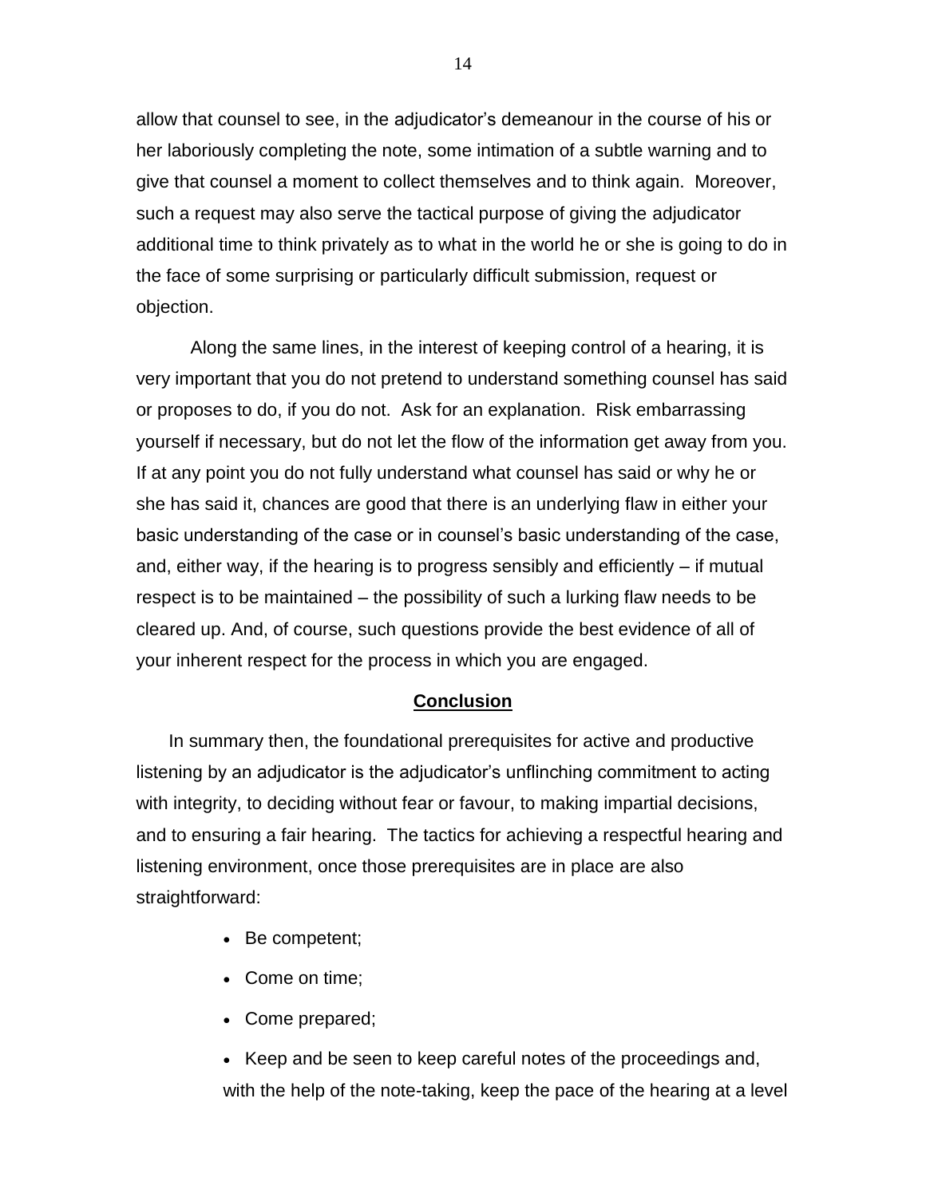allow that counsel to see, in the adjudicator's demeanour in the course of his or her laboriously completing the note, some intimation of a subtle warning and to give that counsel a moment to collect themselves and to think again. Moreover, such a request may also serve the tactical purpose of giving the adjudicator additional time to think privately as to what in the world he or she is going to do in the face of some surprising or particularly difficult submission, request or objection.

Along the same lines, in the interest of keeping control of a hearing, it is very important that you do not pretend to understand something counsel has said or proposes to do, if you do not. Ask for an explanation. Risk embarrassing yourself if necessary, but do not let the flow of the information get away from you. If at any point you do not fully understand what counsel has said or why he or she has said it, chances are good that there is an underlying flaw in either your basic understanding of the case or in counsel's basic understanding of the case, and, either way, if the hearing is to progress sensibly and efficiently – if mutual respect is to be maintained – the possibility of such a lurking flaw needs to be cleared up. And, of course, such questions provide the best evidence of all of your inherent respect for the process in which you are engaged.

## Conclusion

In summary then, the foundational prerequisites for active and productive listening by an adjudicator is the adjudicator's unflinching commitment to acting with integrity, to deciding without fear or favour, to making impartial decisions, and to ensuring a fair hearing. The tactics for achieving a respectful hearing and listening environment, once those prerequisites are in place are also straightforward:

- Be competent;
- Come on time;
- Come prepared;
- Keep and be seen to keep careful notes of the proceedings and, with the help of the note-taking, keep the pace of the hearing at a level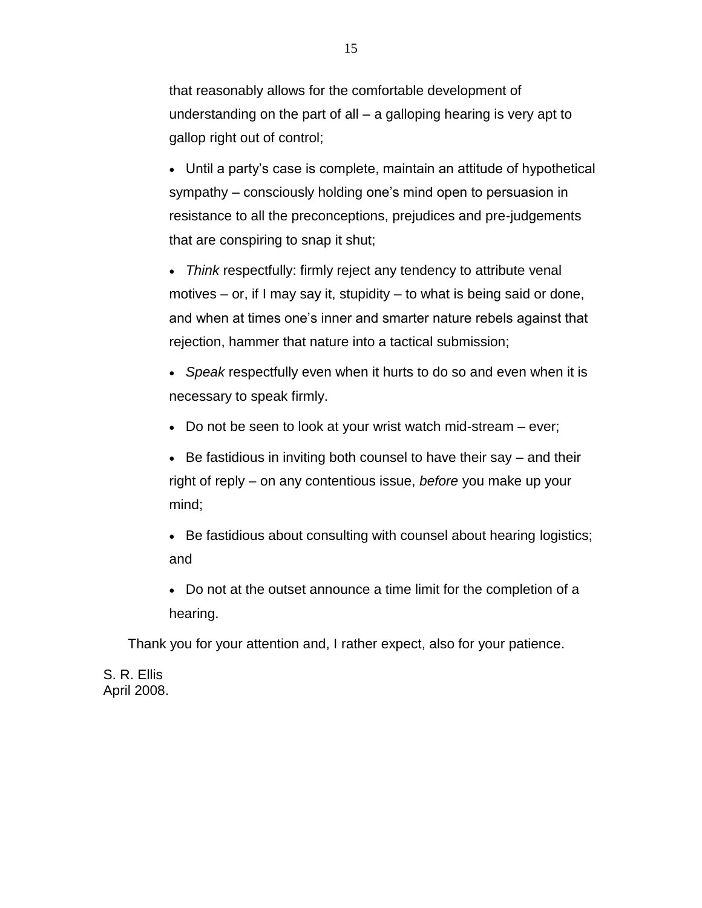that reasonably allows for the comfortable development of understanding on the part of all – a galloping hearing is very apt to gallop right out of control;

- Until a party's case is complete, maintain an attitude of hypothetical sympathy – consciously holding one's mind open to persuasion in resistance to all the preconceptions, prejudices and pre-judgements that are conspiring to snap it shut;
- *Think* respectfully: firmly reject any tendency to attribute venal motives – or, if I may say it, stupidity – to what is being said or done, and when at times one's inner and smarter nature rebels against that rejection, hammer that nature into a tactical submission;
- *Speak* respectfully even when it hurts to do so and even when it is necessary to speak firmly.
- Do not be seen to look at your wrist watch mid-stream – ever;
- Be fastidious in inviting both counsel to have their say – and their right of reply – on any contentious issue, *before* you make up your mind;
- Be fastidious about consulting with counsel about hearing logistics; and
- Do not at the outset announce a time limit for the completion of a hearing.

Thank you for your attention and, I rather expect, also for your patience.

S. R. Ellis
April 2008.